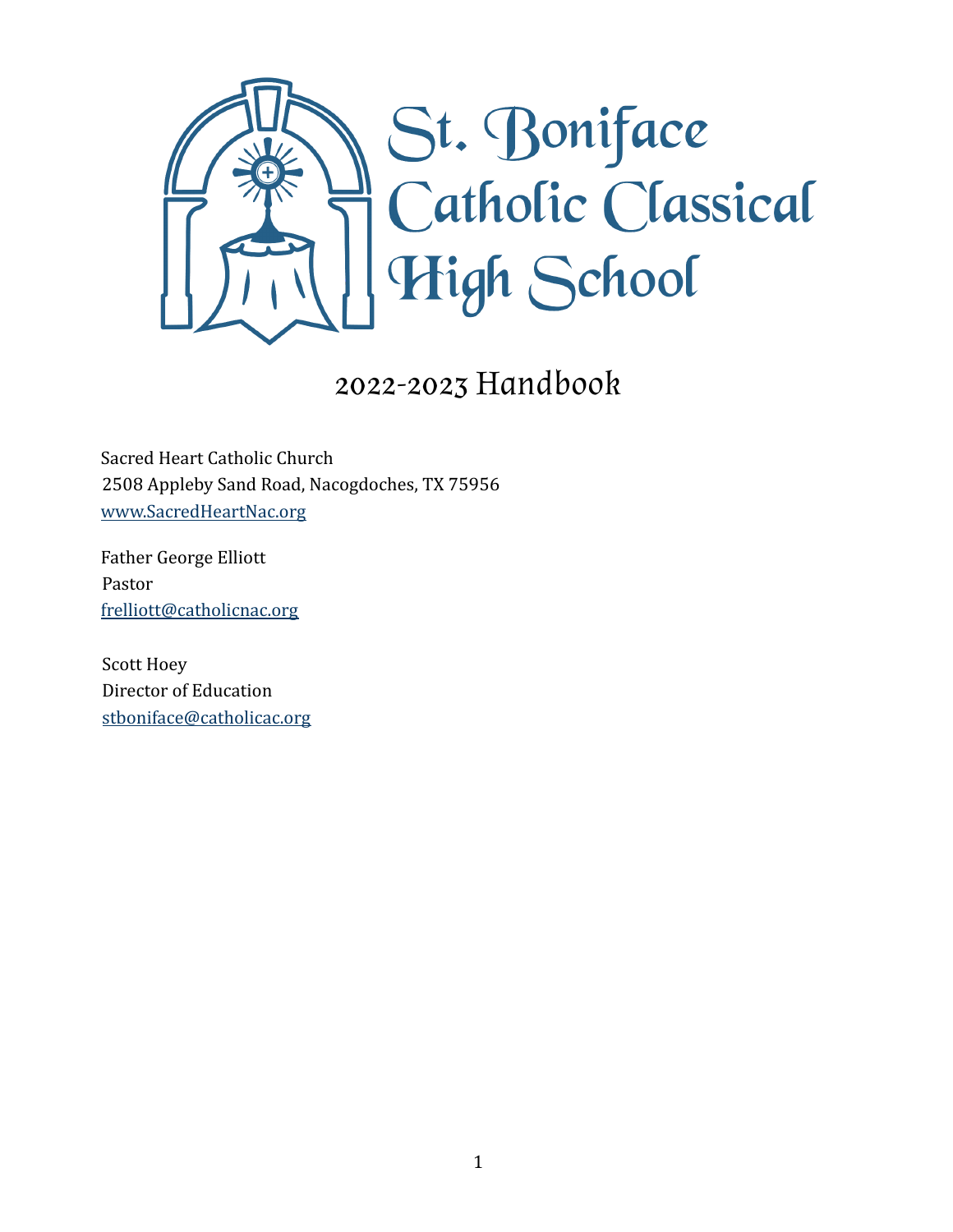# St. Boniface Catholic Classical High School

## 2022-2023 Handbook

Sacred Heart Catholic Church
2508 Appleby Sand Road, Nacogdoches, TX 75956
www.SacredHeartNac.org

Father George Elliott
Pastor
frelliott@catholicnac.org

Scott Hoey
Director of Education
stboniface@catholicac.org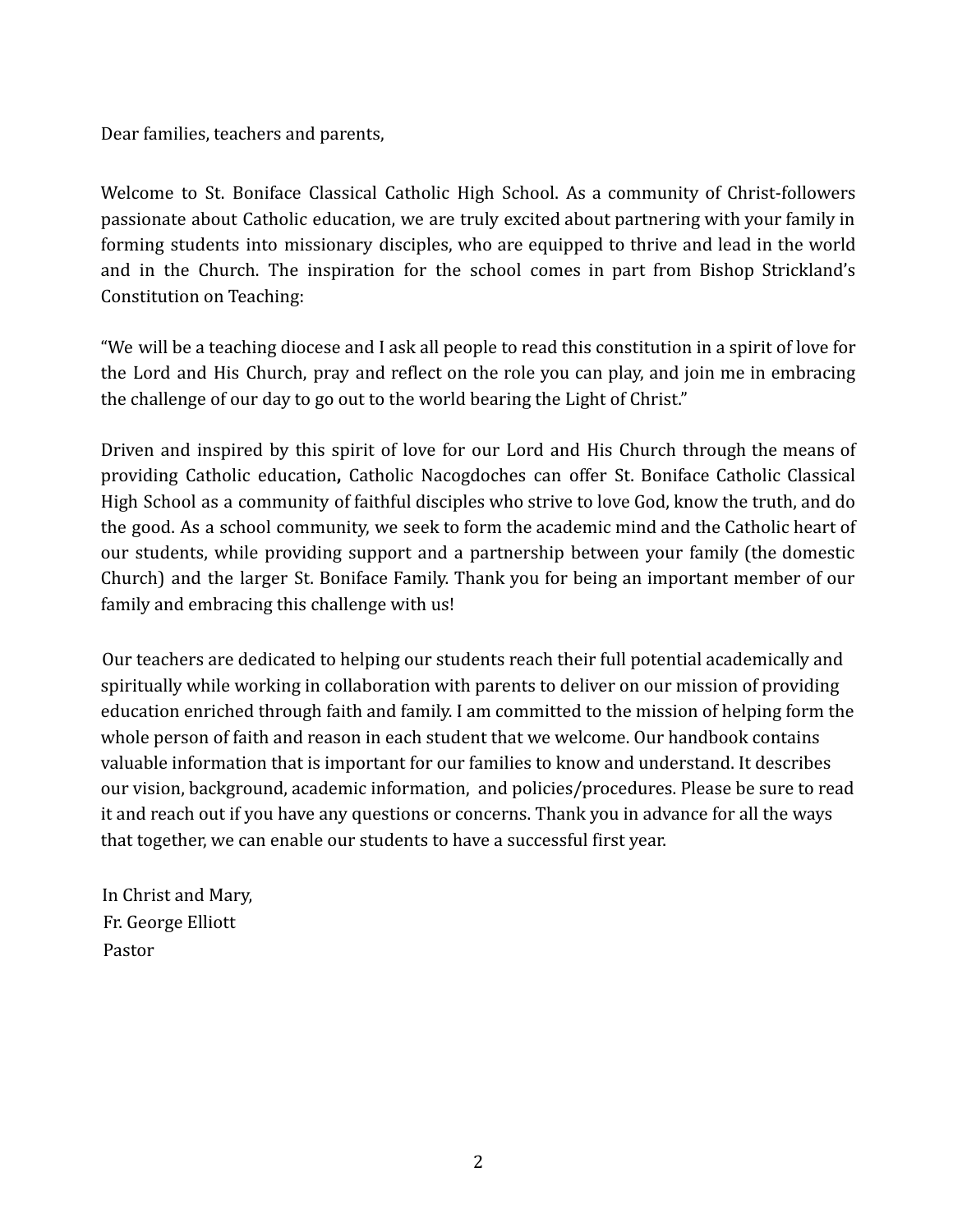Dear families, teachers and parents,

Welcome to St. Boniface Classical Catholic High School. As a community of Christ-followers passionate about Catholic education, we are truly excited about partnering with your family in forming students into missionary disciples, who are equipped to thrive and lead in the world and in the Church. The inspiration for the school comes in part from Bishop Strickland's Constitution on Teaching:

"We will be a teaching diocese and I ask all people to read this constitution in a spirit of love for the Lord and His Church, pray and reflect on the role you can play, and join me in embracing the challenge of our day to go out to the world bearing the Light of Christ."

Driven and inspired by this spirit of love for our Lord and His Church through the means of providing Catholic education**,** Catholic Nacogdoches can offer St. Boniface Catholic Classical High School as a community of faithful disciples who strive to love God, know the truth, and do the good. As a school community, we seek to form the academic mind and the Catholic heart of our students, while providing support and a partnership between your family (the domestic Church) and the larger St. Boniface Family. Thank you for being an important member of our family and embracing this challenge with us!

Our teachers are dedicated to helping our students reach their full potential academically and spiritually while working in collaboration with parents to deliver on our mission of providing education enriched through faith and family. I am committed to the mission of helping form the whole person of faith and reason in each student that we welcome. Our handbook contains valuable information that is important for our families to know and understand. It describes our vision, background, academic information, and policies/procedures. Please be sure to read it and reach out if you have any questions or concerns. Thank you in advance for all the ways that together, we can enable our students to have a successful first year.

In Christ and Mary,
Fr. George Elliott
Pastor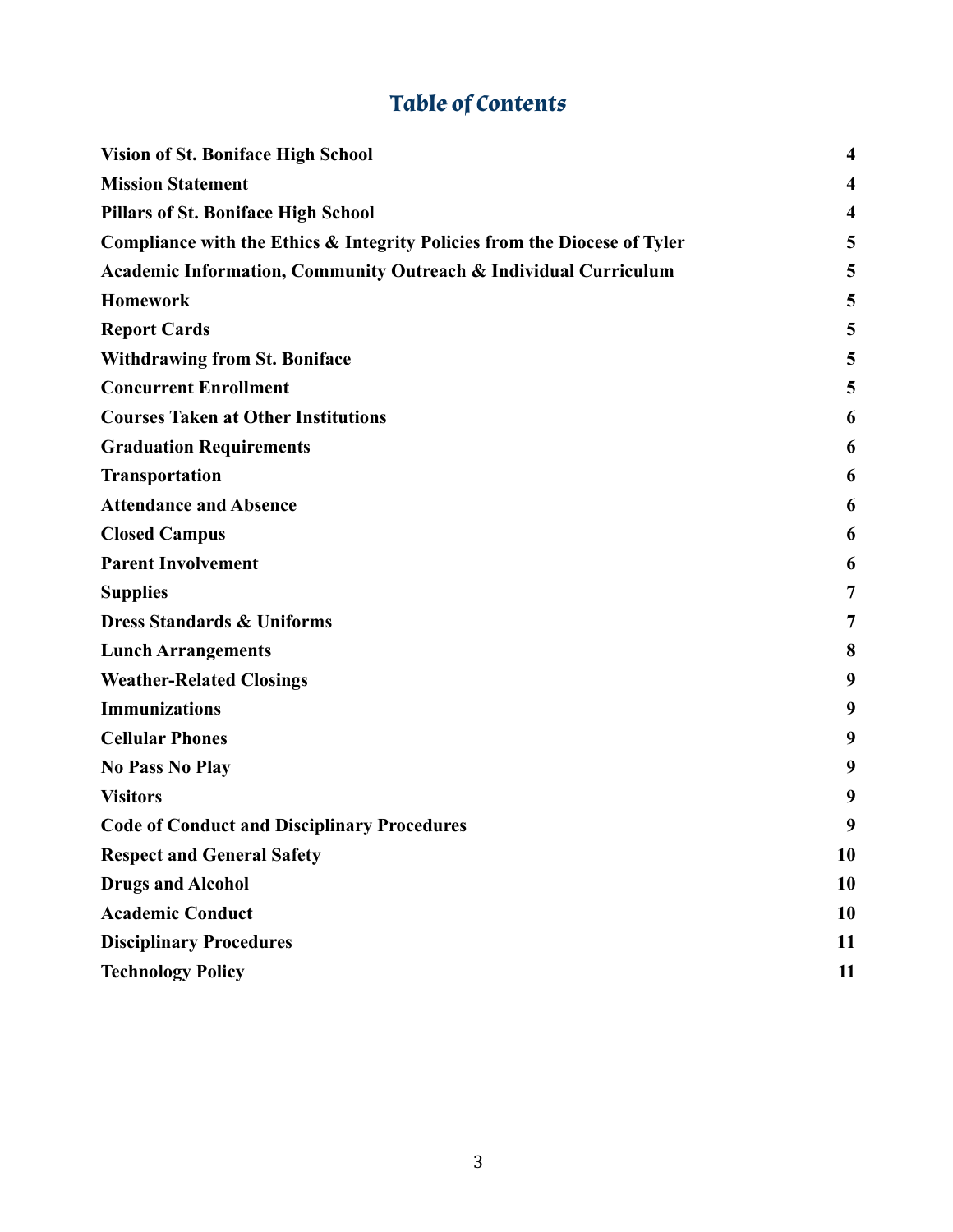# Table of Contents

| | |
|---|---|
| **Vision of St. Boniface High School** | **4** |
| **Mission Statement** | **4** |
| **Pillars of St. Boniface High School** | **4** |
| **Compliance with the Ethics & Integrity Policies from the Diocese of Tyler** | **5** |
| **Academic Information, Community Outreach & Individual Curriculum** | **5** |
| **Homework** | **5** |
| **Report Cards** | **5** |
| **Withdrawing from St. Boniface** | **5** |
| **Concurrent Enrollment** | **5** |
| **Courses Taken at Other Institutions** | **6** |
| **Graduation Requirements** | **6** |
| **Transportation** | **6** |
| **Attendance and Absence** | **6** |
| **Closed Campus** | **6** |
| **Parent Involvement** | **6** |
| **Supplies** | **7** |
| **Dress Standards & Uniforms** | **7** |
| **Lunch Arrangements** | **8** |
| **Weather-Related Closings** | **9** |
| **Immunizations** | **9** |
| **Cellular Phones** | **9** |
| **No Pass No Play** | **9** |
| **Visitors** | **9** |
| **Code of Conduct and Disciplinary Procedures** | **9** |
| **Respect and General Safety** | **10** |
| **Drugs and Alcohol** | **10** |
| **Academic Conduct** | **10** |
| **Disciplinary Procedures** | **11** |
| **Technology Policy** | **11** |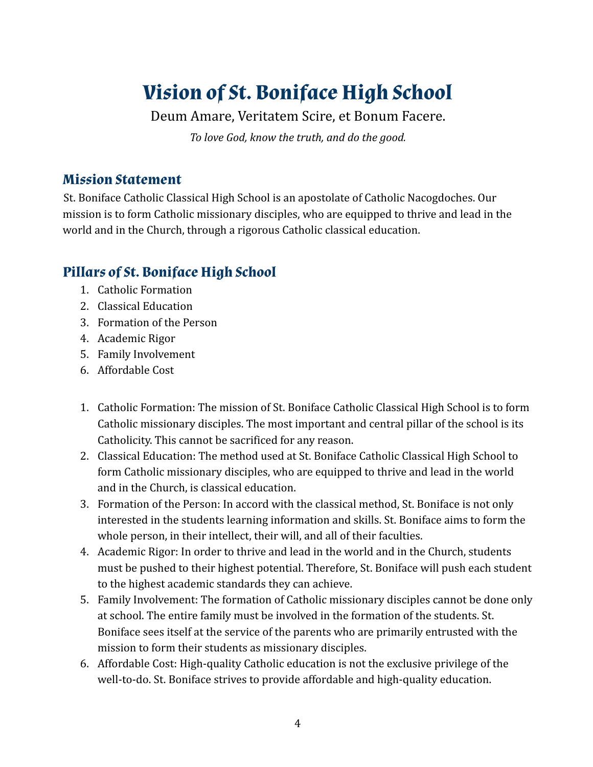# Vision of St. Boniface High School

Deum Amare, Veritatem Scire, et Bonum Facere.

*To love God, know the truth, and do the good.*

## Mission Statement

St. Boniface Catholic Classical High School is an apostolate of Catholic Nacogdoches. Our mission is to form Catholic missionary disciples, who are equipped to thrive and lead in the world and in the Church, through a rigorous Catholic classical education.

## Pillars of St. Boniface High School

1. Catholic Formation
2. Classical Education
3. Formation of the Person
4. Academic Rigor
5. Family Involvement
6. Affordable Cost

1. Catholic Formation: The mission of St. Boniface Catholic Classical High School is to form Catholic missionary disciples. The most important and central pillar of the school is its Catholicity. This cannot be sacrificed for any reason.
2. Classical Education: The method used at St. Boniface Catholic Classical High School to form Catholic missionary disciples, who are equipped to thrive and lead in the world and in the Church, is classical education.
3. Formation of the Person: In accord with the classical method, St. Boniface is not only interested in the students learning information and skills. St. Boniface aims to form the whole person, in their intellect, their will, and all of their faculties.
4. Academic Rigor: In order to thrive and lead in the world and in the Church, students must be pushed to their highest potential. Therefore, St. Boniface will push each student to the highest academic standards they can achieve.
5. Family Involvement: The formation of Catholic missionary disciples cannot be done only at school. The entire family must be involved in the formation of the students. St. Boniface sees itself at the service of the parents who are primarily entrusted with the mission to form their students as missionary disciples.
6. Affordable Cost: High-quality Catholic education is not the exclusive privilege of the well-to-do. St. Boniface strives to provide affordable and high-quality education.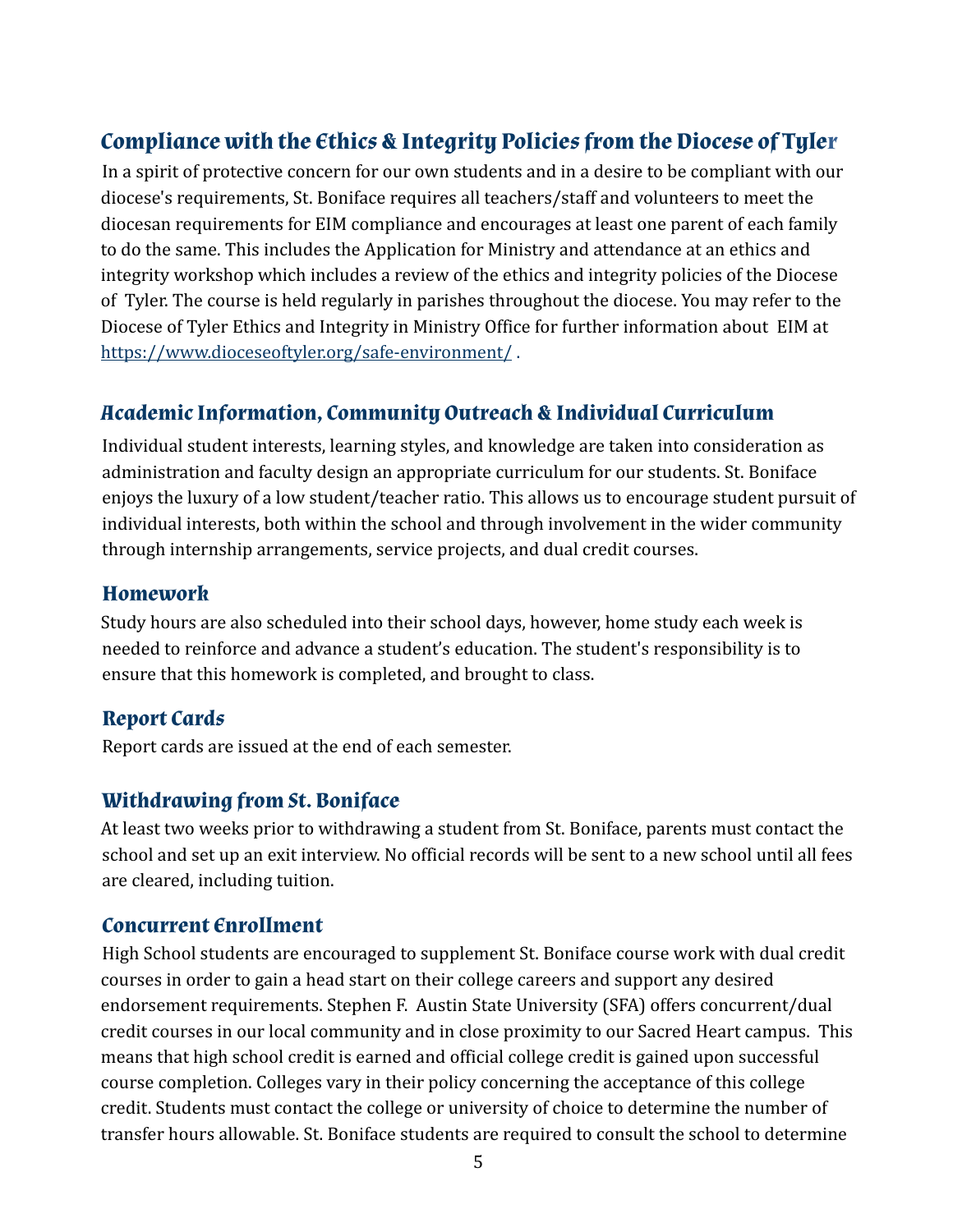## Compliance with the Ethics & Integrity Policies from the Diocese of Tyler

In a spirit of protective concern for our own students and in a desire to be compliant with our diocese's requirements, St. Boniface requires all teachers/staff and volunteers to meet the diocesan requirements for EIM compliance and encourages at least one parent of each family to do the same. This includes the Application for Ministry and attendance at an ethics and integrity workshop which includes a review of the ethics and integrity policies of the Diocese of Tyler. The course is held regularly in parishes throughout the diocese. You may refer to the Diocese of Tyler Ethics and Integrity in Ministry Office for further information about EIM at https://www.dioceseoftyler.org/safe-environment/ .

## Academic Information, Community Outreach & Individual Curriculum

Individual student interests, learning styles, and knowledge are taken into consideration as administration and faculty design an appropriate curriculum for our students. St. Boniface enjoys the luxury of a low student/teacher ratio. This allows us to encourage student pursuit of individual interests, both within the school and through involvement in the wider community through internship arrangements, service projects, and dual credit courses.

### Homework

Study hours are also scheduled into their school days, however, home study each week is needed to reinforce and advance a student's education. The student's responsibility is to ensure that this homework is completed, and brought to class.

### Report Cards

Report cards are issued at the end of each semester.

### Withdrawing from St. Boniface

At least two weeks prior to withdrawing a student from St. Boniface, parents must contact the school and set up an exit interview. No official records will be sent to a new school until all fees are cleared, including tuition.

### Concurrent Enrollment

High School students are encouraged to supplement St. Boniface course work with dual credit courses in order to gain a head start on their college careers and support any desired endorsement requirements. Stephen F. Austin State University (SFA) offers concurrent/dual credit courses in our local community and in close proximity to our Sacred Heart campus. This means that high school credit is earned and official college credit is gained upon successful course completion. Colleges vary in their policy concerning the acceptance of this college credit. Students must contact the college or university of choice to determine the number of transfer hours allowable. St. Boniface students are required to consult the school to determine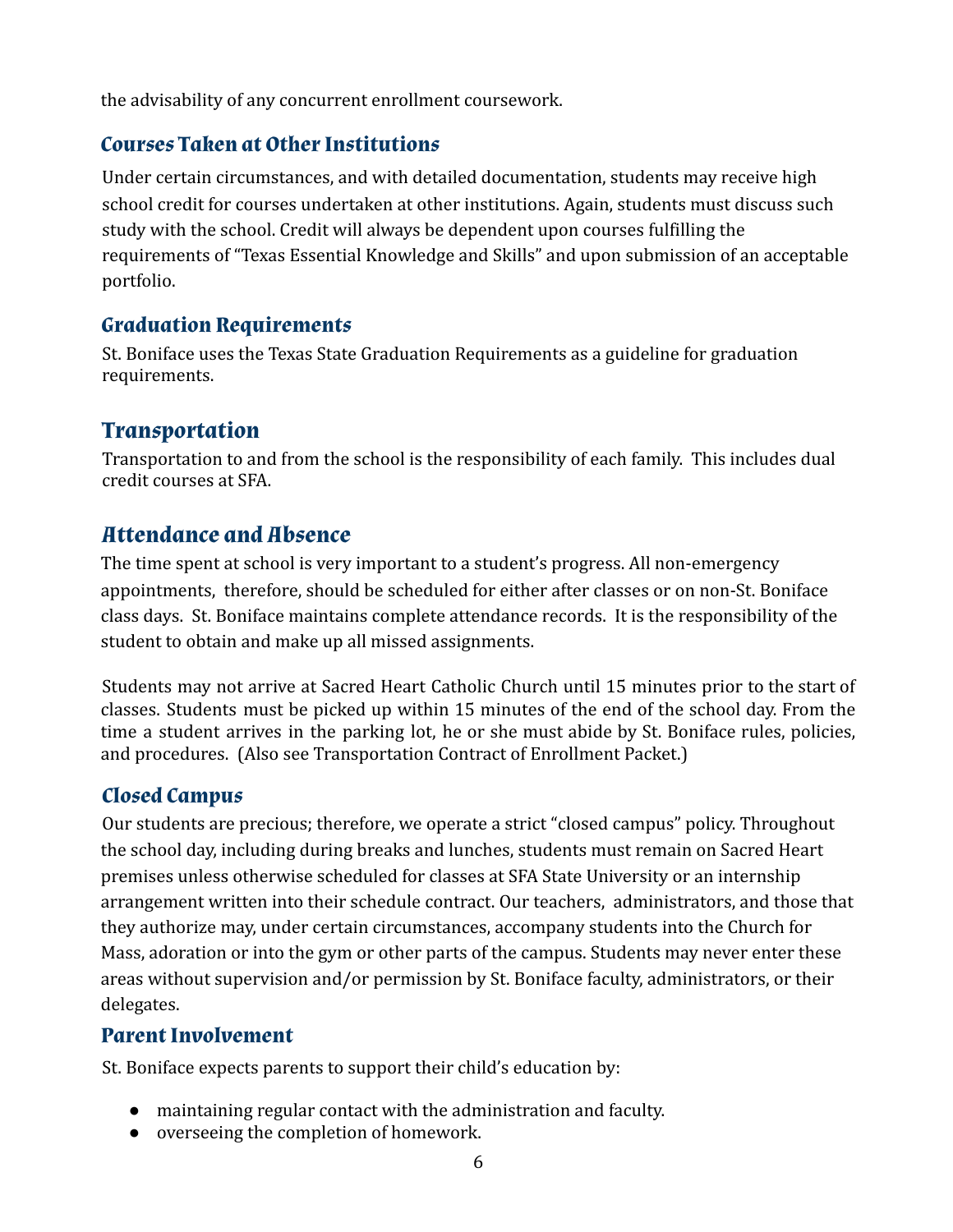the advisability of any concurrent enrollment coursework.

### Courses Taken at Other Institutions

Under certain circumstances, and with detailed documentation, students may receive high school credit for courses undertaken at other institutions. Again, students must discuss such study with the school. Credit will always be dependent upon courses fulfilling the requirements of "Texas Essential Knowledge and Skills" and upon submission of an acceptable portfolio.

### Graduation Requirements

St. Boniface uses the Texas State Graduation Requirements as a guideline for graduation requirements.

## Transportation

Transportation to and from the school is the responsibility of each family. This includes dual credit courses at SFA.

## Attendance and Absence

The time spent at school is very important to a student's progress. All non-emergency appointments, therefore, should be scheduled for either after classes or on non-St. Boniface class days. St. Boniface maintains complete attendance records. It is the responsibility of the student to obtain and make up all missed assignments.

Students may not arrive at Sacred Heart Catholic Church until 15 minutes prior to the start of classes. Students must be picked up within 15 minutes of the end of the school day. From the time a student arrives in the parking lot, he or she must abide by St. Boniface rules, policies, and procedures. (Also see Transportation Contract of Enrollment Packet.)

### Closed Campus

Our students are precious; therefore, we operate a strict "closed campus" policy. Throughout the school day, including during breaks and lunches, students must remain on Sacred Heart premises unless otherwise scheduled for classes at SFA State University or an internship arrangement written into their schedule contract. Our teachers, administrators, and those that they authorize may, under certain circumstances, accompany students into the Church for Mass, adoration or into the gym or other parts of the campus. Students may never enter these areas without supervision and/or permission by St. Boniface faculty, administrators, or their delegates.

### Parent Involvement

St. Boniface expects parents to support their child's education by:

- maintaining regular contact with the administration and faculty.
- overseeing the completion of homework.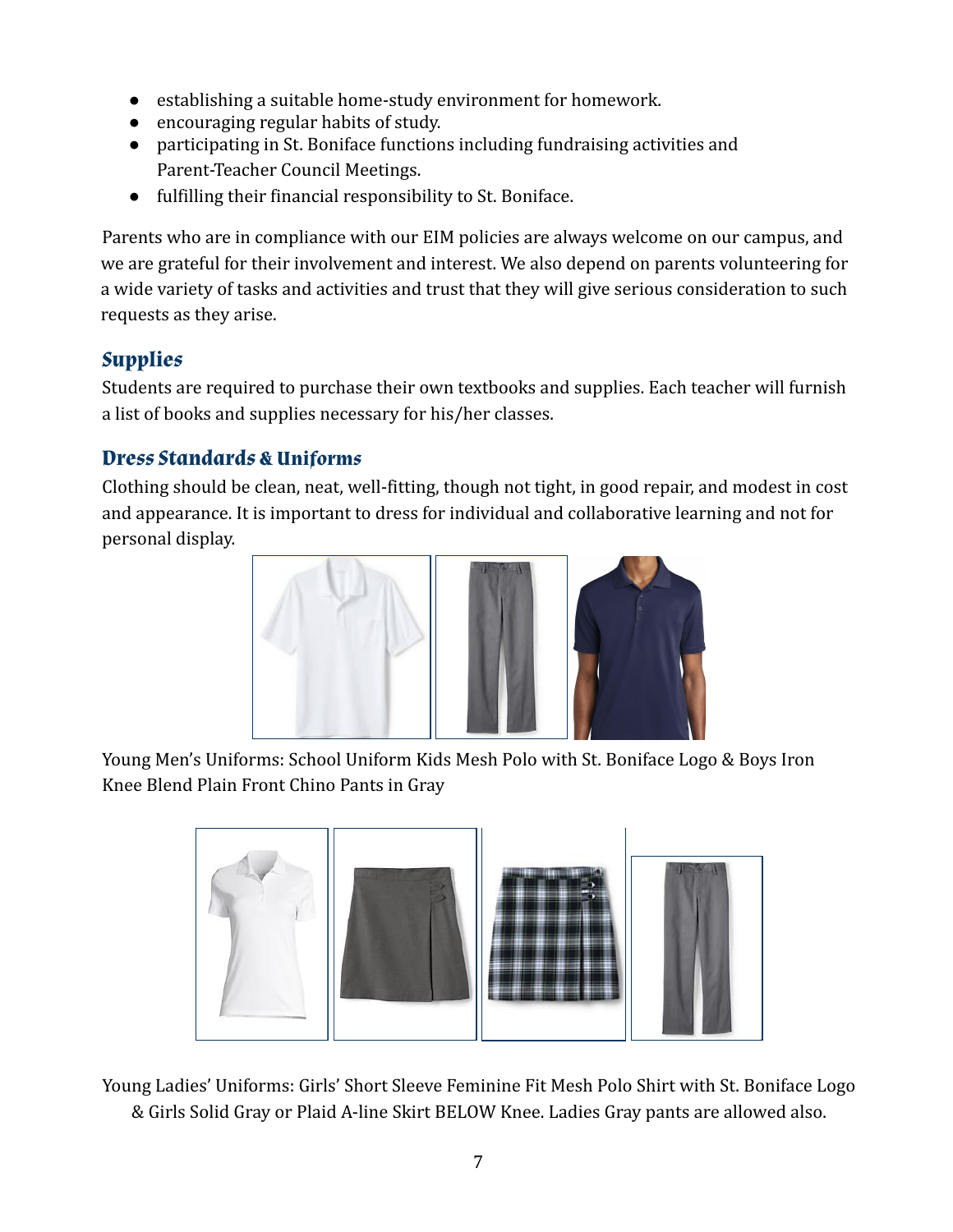- establishing a suitable home-study environment for homework.
- encouraging regular habits of study.
- participating in St. Boniface functions including fundraising activities and Parent-Teacher Council Meetings.
- fulfilling their financial responsibility to St. Boniface.

Parents who are in compliance with our EIM policies are always welcome on our campus, and we are grateful for their involvement and interest. We also depend on parents volunteering for a wide variety of tasks and activities and trust that they will give serious consideration to such requests as they arise.

## Supplies

Students are required to purchase their own textbooks and supplies. Each teacher will furnish a list of books and supplies necessary for his/her classes.

## Dress Standards & Uniforms

Clothing should be clean, neat, well-fitting, though not tight, in good repair, and modest in cost and appearance. It is important to dress for individual and collaborative learning and not for personal display.

Young Men's Uniforms: School Uniform Kids Mesh Polo with St. Boniface Logo & Boys Iron Knee Blend Plain Front Chino Pants in Gray

Young Ladies' Uniforms: Girls' Short Sleeve Feminine Fit Mesh Polo Shirt with St. Boniface Logo & Girls Solid Gray or Plaid A-line Skirt BELOW Knee. Ladies Gray pants are allowed also.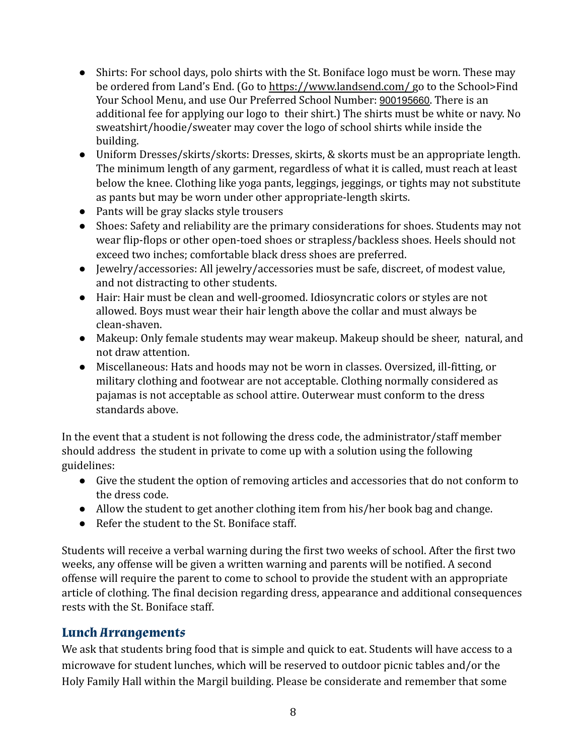- Shirts: For school days, polo shirts with the St. Boniface logo must be worn. These may be ordered from Land's End. (Go to https://www.landsend.com/ go to the School>Find Your School Menu, and use Our Preferred School Number: 900195660. There is an additional fee for applying our logo to their shirt.) The shirts must be white or navy. No sweatshirt/hoodie/sweater may cover the logo of school shirts while inside the building.
- Uniform Dresses/skirts/skorts: Dresses, skirts, & skorts must be an appropriate length. The minimum length of any garment, regardless of what it is called, must reach at least below the knee. Clothing like yoga pants, leggings, jeggings, or tights may not substitute as pants but may be worn under other appropriate-length skirts.
- Pants will be gray slacks style trousers
- Shoes: Safety and reliability are the primary considerations for shoes. Students may not wear flip-flops or other open-toed shoes or strapless/backless shoes. Heels should not exceed two inches; comfortable black dress shoes are preferred.
- Jewelry/accessories: All jewelry/accessories must be safe, discreet, of modest value, and not distracting to other students.
- Hair: Hair must be clean and well-groomed. Idiosyncratic colors or styles are not allowed. Boys must wear their hair length above the collar and must always be clean-shaven.
- Makeup: Only female students may wear makeup. Makeup should be sheer, natural, and not draw attention.
- Miscellaneous: Hats and hoods may not be worn in classes. Oversized, ill-fitting, or military clothing and footwear are not acceptable. Clothing normally considered as pajamas is not acceptable as school attire. Outerwear must conform to the dress standards above.

In the event that a student is not following the dress code, the administrator/staff member should address the student in private to come up with a solution using the following guidelines:

- Give the student the option of removing articles and accessories that do not conform to the dress code.
- Allow the student to get another clothing item from his/her book bag and change.
- Refer the student to the St. Boniface staff.

Students will receive a verbal warning during the first two weeks of school. After the first two weeks, any offense will be given a written warning and parents will be notified. A second offense will require the parent to come to school to provide the student with an appropriate article of clothing. The final decision regarding dress, appearance and additional consequences rests with the St. Boniface staff.

## Lunch Arrangements

We ask that students bring food that is simple and quick to eat. Students will have access to a microwave for student lunches, which will be reserved to outdoor picnic tables and/or the Holy Family Hall within the Margil building. Please be considerate and remember that some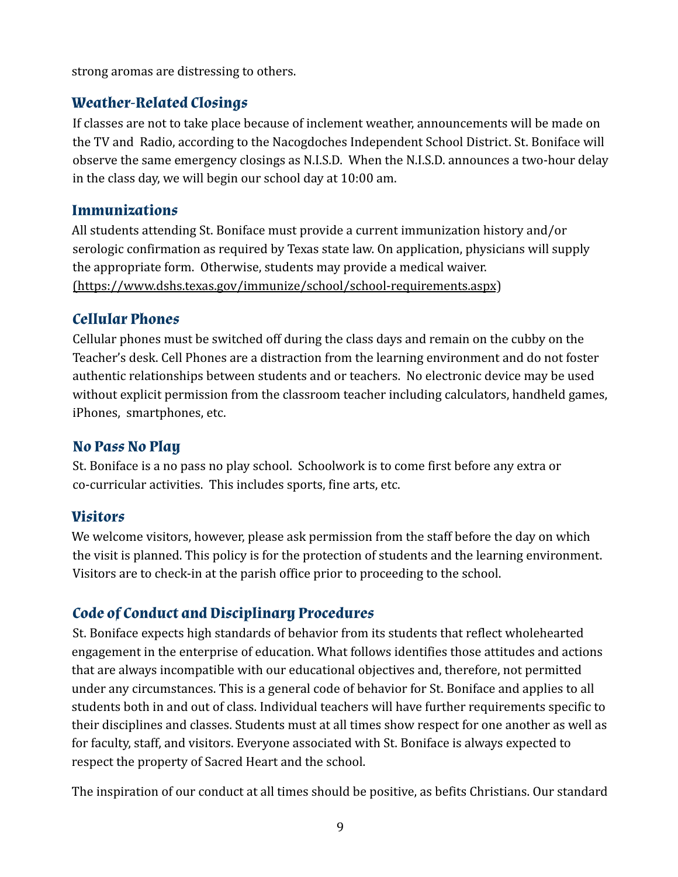strong aromas are distressing to others.

## Weather-Related Closings

If classes are not to take place because of inclement weather, announcements will be made on the TV and Radio, according to the Nacogdoches Independent School District. St. Boniface will observe the same emergency closings as N.I.S.D. When the N.I.S.D. announces a two-hour delay in the class day, we will begin our school day at 10:00 am.

## Immunizations

All students attending St. Boniface must provide a current immunization history and/or serologic confirmation as required by Texas state law. On application, physicians will supply the appropriate form. Otherwise, students may provide a medical waiver. (https://www.dshs.texas.gov/immunize/school/school-requirements.aspx)

## Cellular Phones

Cellular phones must be switched off during the class days and remain on the cubby on the Teacher's desk. Cell Phones are a distraction from the learning environment and do not foster authentic relationships between students and or teachers. No electronic device may be used without explicit permission from the classroom teacher including calculators, handheld games, iPhones, smartphones, etc.

## No Pass No Play

St. Boniface is a no pass no play school. Schoolwork is to come first before any extra or co-curricular activities. This includes sports, fine arts, etc.

## Visitors

We welcome visitors, however, please ask permission from the staff before the day on which the visit is planned. This policy is for the protection of students and the learning environment. Visitors are to check-in at the parish office prior to proceeding to the school.

## Code of Conduct and Disciplinary Procedures

St. Boniface expects high standards of behavior from its students that reflect wholehearted engagement in the enterprise of education. What follows identifies those attitudes and actions that are always incompatible with our educational objectives and, therefore, not permitted under any circumstances. This is a general code of behavior for St. Boniface and applies to all students both in and out of class. Individual teachers will have further requirements specific to their disciplines and classes. Students must at all times show respect for one another as well as for faculty, staff, and visitors. Everyone associated with St. Boniface is always expected to respect the property of Sacred Heart and the school.

The inspiration of our conduct at all times should be positive, as befits Christians. Our standard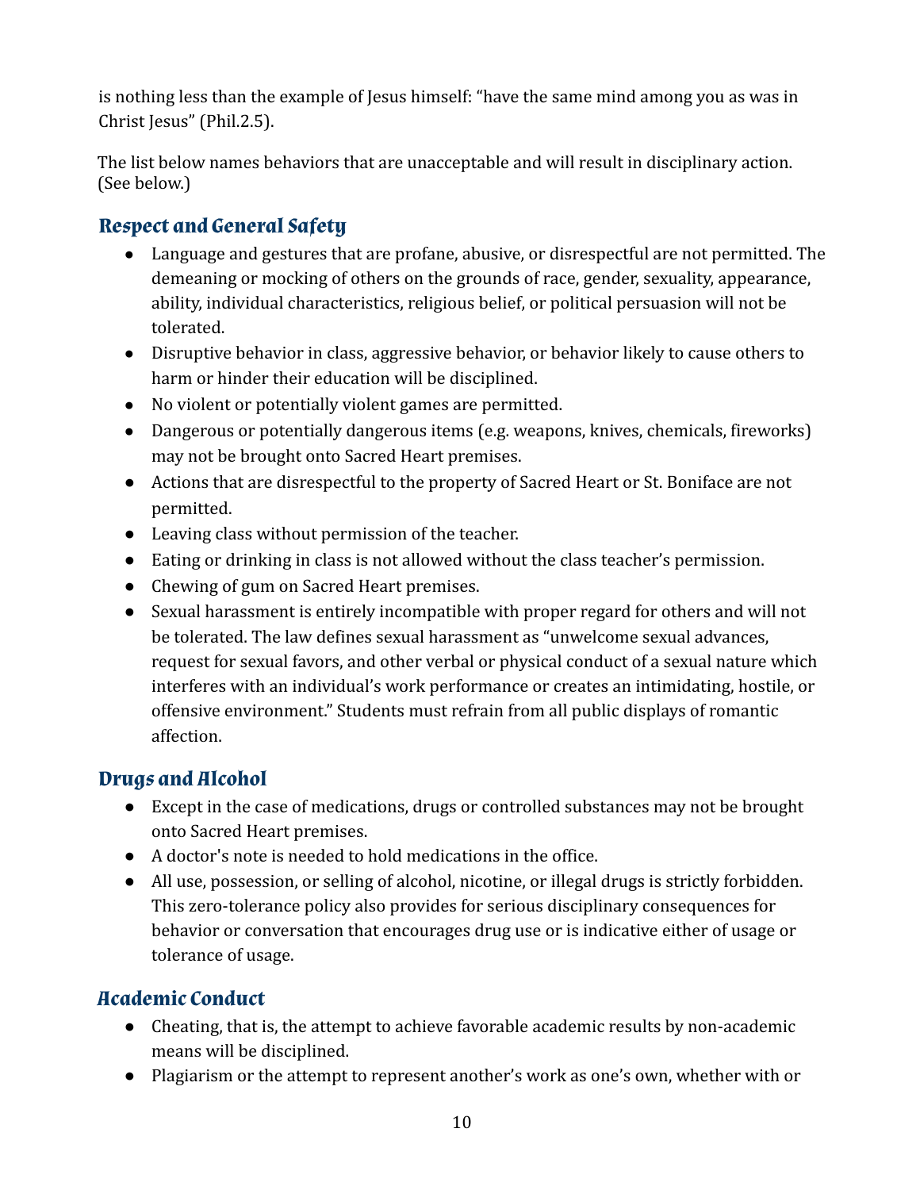is nothing less than the example of Jesus himself: "have the same mind among you as was in Christ Jesus" (Phil.2.5).

The list below names behaviors that are unacceptable and will result in disciplinary action. (See below.)

## Respect and General Safety

- Language and gestures that are profane, abusive, or disrespectful are not permitted. The demeaning or mocking of others on the grounds of race, gender, sexuality, appearance, ability, individual characteristics, religious belief, or political persuasion will not be tolerated.
- Disruptive behavior in class, aggressive behavior, or behavior likely to cause others to harm or hinder their education will be disciplined.
- No violent or potentially violent games are permitted.
- Dangerous or potentially dangerous items (e.g. weapons, knives, chemicals, fireworks) may not be brought onto Sacred Heart premises.
- Actions that are disrespectful to the property of Sacred Heart or St. Boniface are not permitted.
- Leaving class without permission of the teacher.
- Eating or drinking in class is not allowed without the class teacher's permission.
- Chewing of gum on Sacred Heart premises.
- Sexual harassment is entirely incompatible with proper regard for others and will not be tolerated. The law defines sexual harassment as "unwelcome sexual advances, request for sexual favors, and other verbal or physical conduct of a sexual nature which interferes with an individual's work performance or creates an intimidating, hostile, or offensive environment." Students must refrain from all public displays of romantic affection.

## Drugs and Alcohol

- Except in the case of medications, drugs or controlled substances may not be brought onto Sacred Heart premises.
- A doctor's note is needed to hold medications in the office.
- All use, possession, or selling of alcohol, nicotine, or illegal drugs is strictly forbidden. This zero-tolerance policy also provides for serious disciplinary consequences for behavior or conversation that encourages drug use or is indicative either of usage or tolerance of usage.

## Academic Conduct

- Cheating, that is, the attempt to achieve favorable academic results by non-academic means will be disciplined.
- Plagiarism or the attempt to represent another's work as one's own, whether with or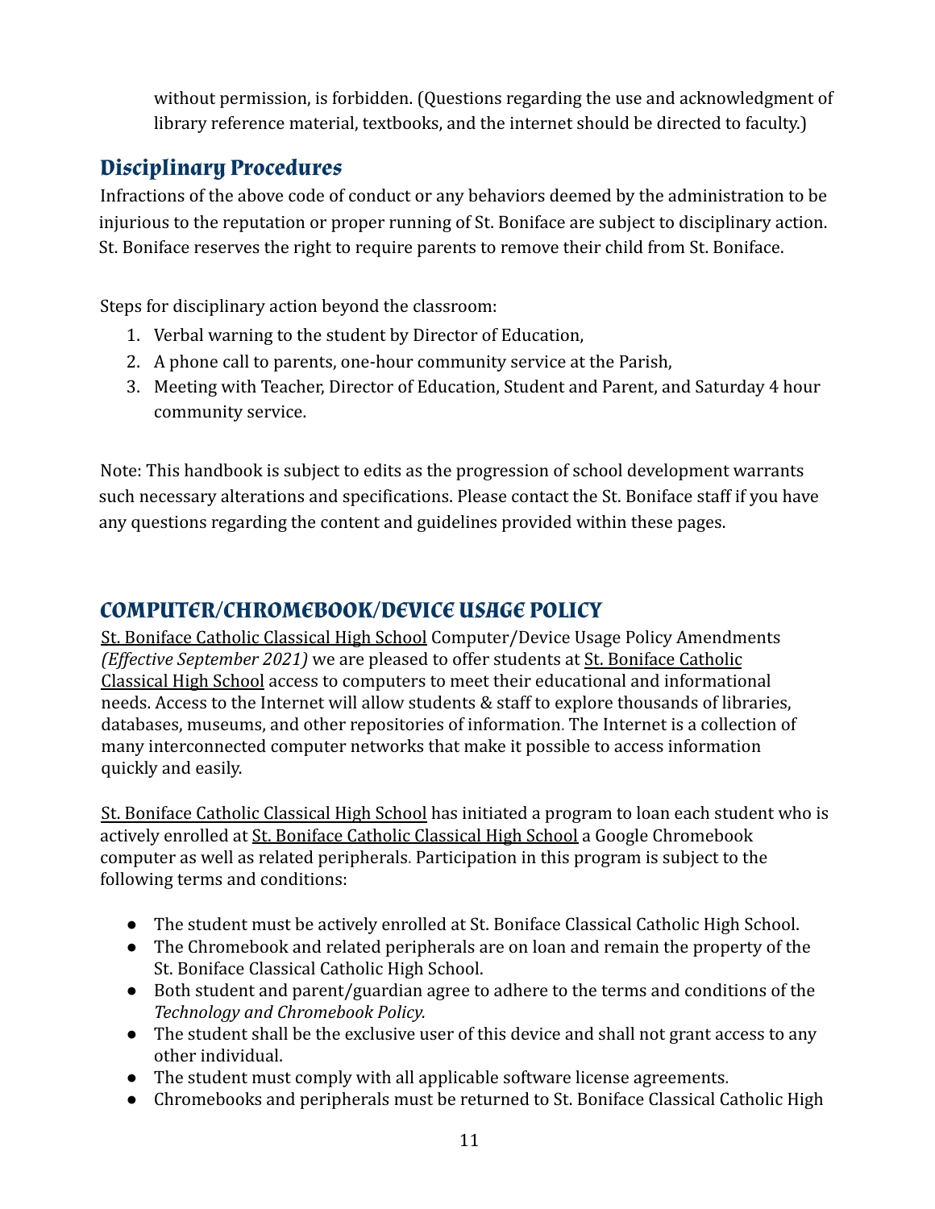without permission, is forbidden. (Questions regarding the use and acknowledgment of library reference material, textbooks, and the internet should be directed to faculty.)

## Disciplinary Procedures

Infractions of the above code of conduct or any behaviors deemed by the administration to be injurious to the reputation or proper running of St. Boniface are subject to disciplinary action. St. Boniface reserves the right to require parents to remove their child from St. Boniface.

Steps for disciplinary action beyond the classroom:

1. Verbal warning to the student by Director of Education,
2. A phone call to parents, one-hour community service at the Parish,
3. Meeting with Teacher, Director of Education, Student and Parent, and Saturday 4 hour community service.

Note: This handbook is subject to edits as the progression of school development warrants such necessary alterations and specifications. Please contact the St. Boniface staff if you have any questions regarding the content and guidelines provided within these pages.

## COMPUTER/CHROMEBOOK/DEVICE USAGE POLICY

St. Boniface Catholic Classical High School Computer/Device Usage Policy Amendments *(Effective September 2021)* we are pleased to offer students at St. Boniface Catholic Classical High School access to computers to meet their educational and informational needs. Access to the Internet will allow students & staff to explore thousands of libraries, databases, museums, and other repositories of information. The Internet is a collection of many interconnected computer networks that make it possible to access information quickly and easily.

St. Boniface Catholic Classical High School has initiated a program to loan each student who is actively enrolled at St. Boniface Catholic Classical High School a Google Chromebook computer as well as related peripherals. Participation in this program is subject to the following terms and conditions:

- The student must be actively enrolled at St. Boniface Classical Catholic High School.
- The Chromebook and related peripherals are on loan and remain the property of the St. Boniface Classical Catholic High School.
- Both student and parent/guardian agree to adhere to the terms and conditions of the *Technology and Chromebook Policy.*
- The student shall be the exclusive user of this device and shall not grant access to any other individual.
- The student must comply with all applicable software license agreements.
- Chromebooks and peripherals must be returned to St. Boniface Classical Catholic High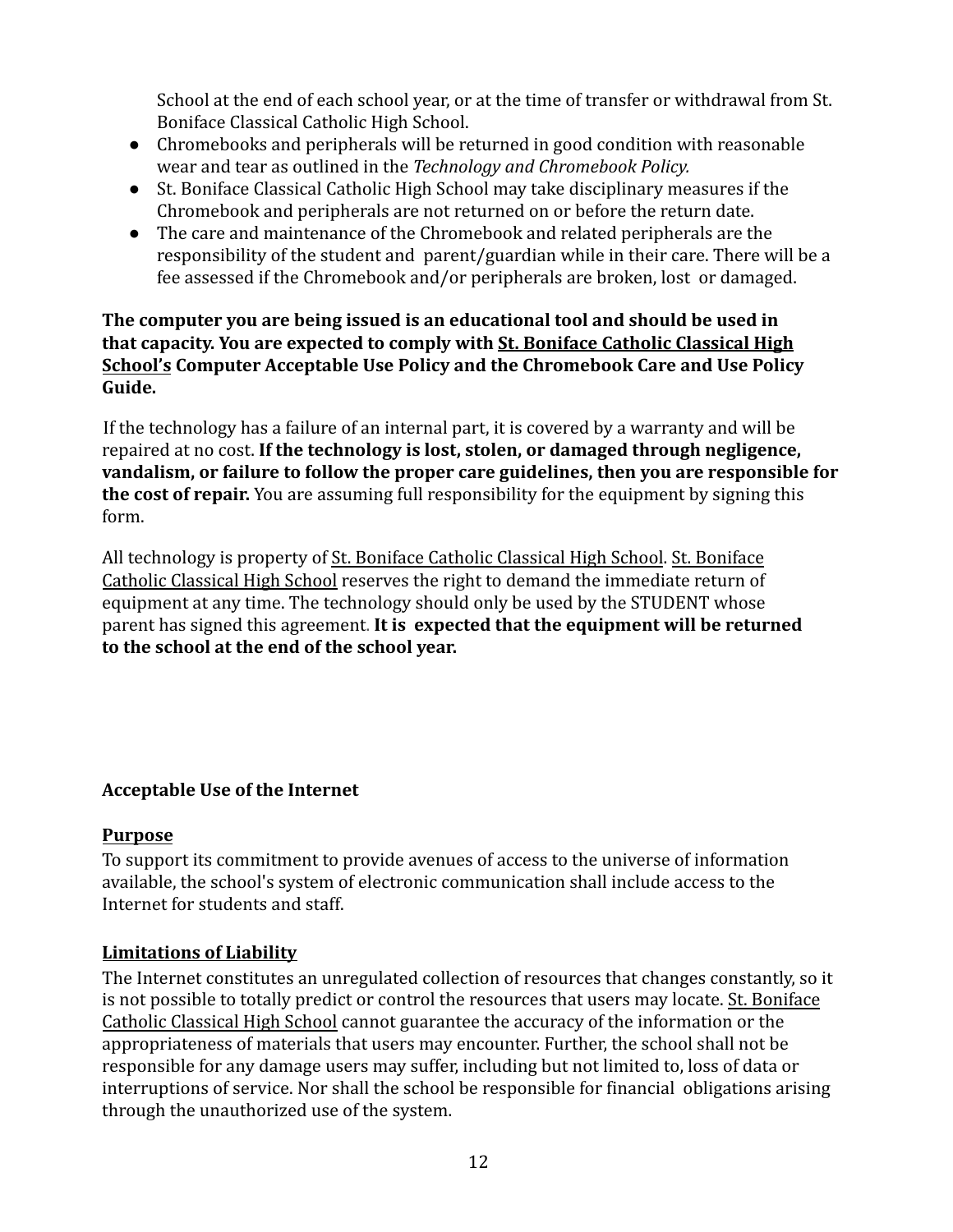School at the end of each school year, or at the time of transfer or withdrawal from St. Boniface Classical Catholic High School.

- Chromebooks and peripherals will be returned in good condition with reasonable wear and tear as outlined in the *Technology and Chromebook Policy.*
- St. Boniface Classical Catholic High School may take disciplinary measures if the Chromebook and peripherals are not returned on or before the return date.
- The care and maintenance of the Chromebook and related peripherals are the responsibility of the student and parent/guardian while in their care. There will be a fee assessed if the Chromebook and/or peripherals are broken, lost or damaged.

**The computer you are being issued is an educational tool and should be used in that capacity. You are expected to comply with St. Boniface Catholic Classical High School's Computer Acceptable Use Policy and the Chromebook Care and Use Policy Guide.**

If the technology has a failure of an internal part, it is covered by a warranty and will be repaired at no cost. **If the technology is lost, stolen, or damaged through negligence, vandalism, or failure to follow the proper care guidelines, then you are responsible for the cost of repair.** You are assuming full responsibility for the equipment by signing this form.

All technology is property of St. Boniface Catholic Classical High School. St. Boniface Catholic Classical High School reserves the right to demand the immediate return of equipment at any time. The technology should only be used by the STUDENT whose parent has signed this agreement. **It is expected that the equipment will be returned to the school at the end of the school year.**

**Acceptable Use of the Internet**

**Purpose**

To support its commitment to provide avenues of access to the universe of information available, the school's system of electronic communication shall include access to the Internet for students and staff.

**Limitations of Liability**

The Internet constitutes an unregulated collection of resources that changes constantly, so it is not possible to totally predict or control the resources that users may locate. St. Boniface Catholic Classical High School cannot guarantee the accuracy of the information or the appropriateness of materials that users may encounter. Further, the school shall not be responsible for any damage users may suffer, including but not limited to, loss of data or interruptions of service. Nor shall the school be responsible for financial obligations arising through the unauthorized use of the system.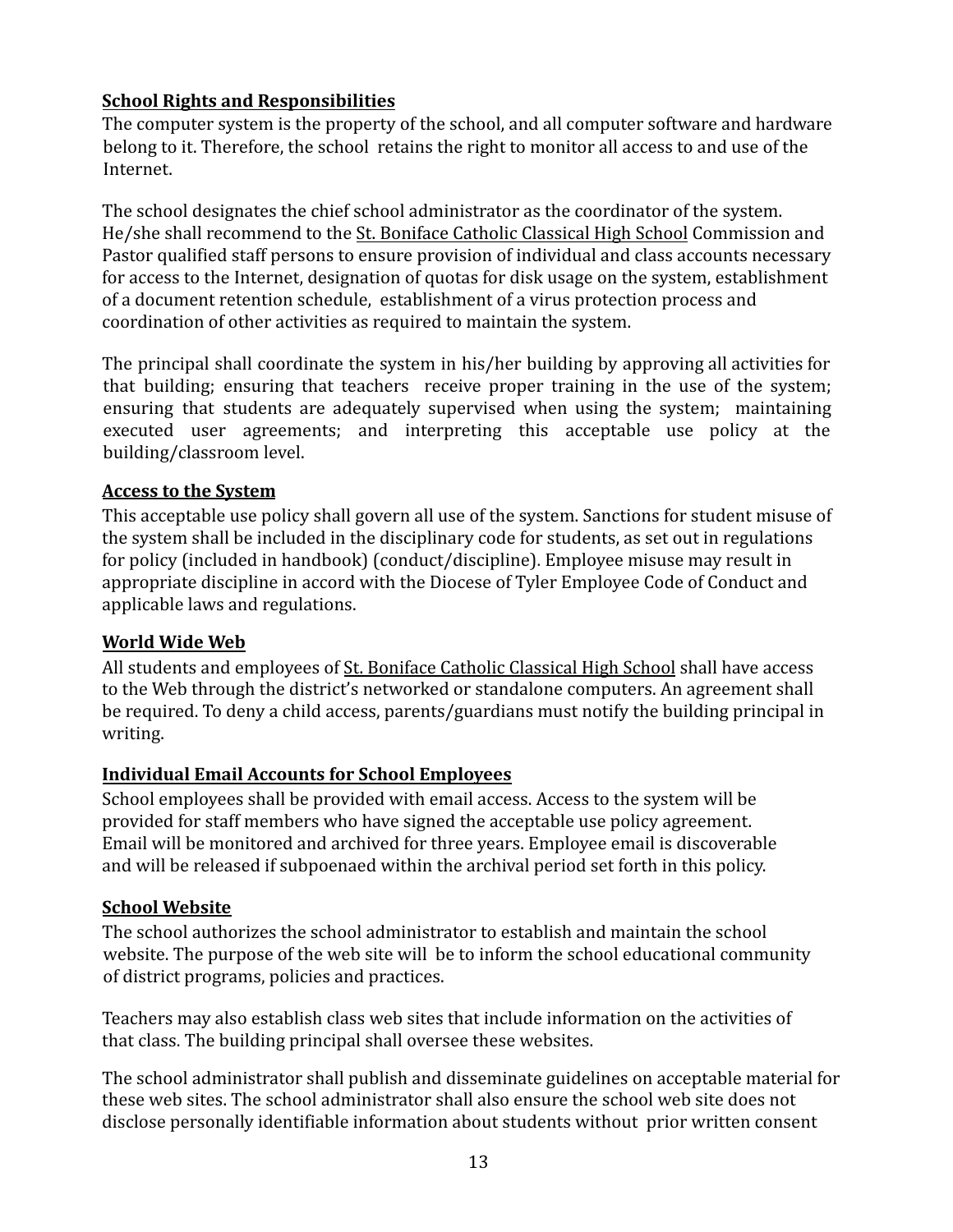**School Rights and Responsibilities**

The computer system is the property of the school, and all computer software and hardware belong to it. Therefore, the school retains the right to monitor all access to and use of the Internet.

The school designates the chief school administrator as the coordinator of the system. He/she shall recommend to the St. Boniface Catholic Classical High School Commission and Pastor qualified staff persons to ensure provision of individual and class accounts necessary for access to the Internet, designation of quotas for disk usage on the system, establishment of a document retention schedule, establishment of a virus protection process and coordination of other activities as required to maintain the system.

The principal shall coordinate the system in his/her building by approving all activities for that building; ensuring that teachers receive proper training in the use of the system; ensuring that students are adequately supervised when using the system; maintaining executed user agreements; and interpreting this acceptable use policy at the building/classroom level.

**Access to the System**

This acceptable use policy shall govern all use of the system. Sanctions for student misuse of the system shall be included in the disciplinary code for students, as set out in regulations for policy (included in handbook) (conduct/discipline). Employee misuse may result in appropriate discipline in accord with the Diocese of Tyler Employee Code of Conduct and applicable laws and regulations.

**World Wide Web**

All students and employees of St. Boniface Catholic Classical High School shall have access to the Web through the district's networked or standalone computers. An agreement shall be required. To deny a child access, parents/guardians must notify the building principal in writing.

**Individual Email Accounts for School Employees**

School employees shall be provided with email access. Access to the system will be provided for staff members who have signed the acceptable use policy agreement. Email will be monitored and archived for three years. Employee email is discoverable and will be released if subpoenaed within the archival period set forth in this policy.

**School Website**

The school authorizes the school administrator to establish and maintain the school website. The purpose of the web site will be to inform the school educational community of district programs, policies and practices.

Teachers may also establish class web sites that include information on the activities of that class. The building principal shall oversee these websites.

The school administrator shall publish and disseminate guidelines on acceptable material for these web sites. The school administrator shall also ensure the school web site does not disclose personally identifiable information about students without prior written consent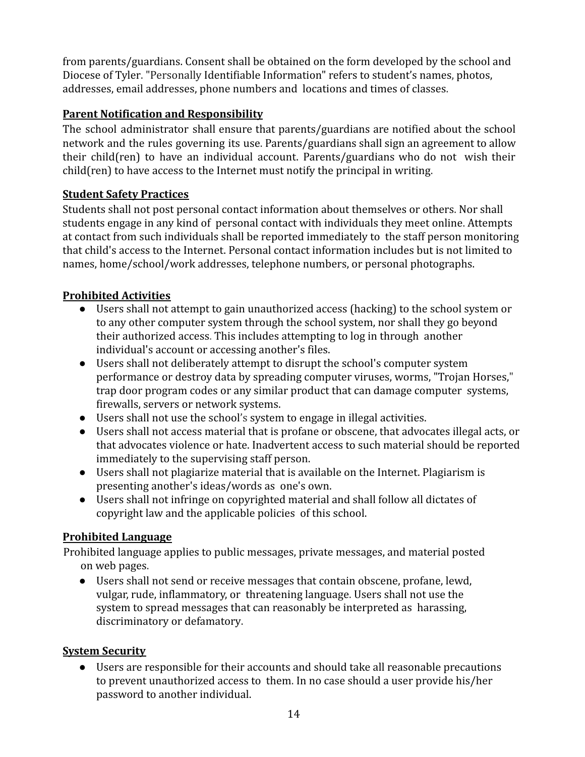from parents/guardians. Consent shall be obtained on the form developed by the school and Diocese of Tyler. "Personally Identifiable Information" refers to student's names, photos, addresses, email addresses, phone numbers and locations and times of classes.

**Parent Notification and Responsibility**

The school administrator shall ensure that parents/guardians are notified about the school network and the rules governing its use. Parents/guardians shall sign an agreement to allow their child(ren) to have an individual account. Parents/guardians who do not wish their child(ren) to have access to the Internet must notify the principal in writing.

**Student Safety Practices**

Students shall not post personal contact information about themselves or others. Nor shall students engage in any kind of personal contact with individuals they meet online. Attempts at contact from such individuals shall be reported immediately to the staff person monitoring that child's access to the Internet. Personal contact information includes but is not limited to names, home/school/work addresses, telephone numbers, or personal photographs.

**Prohibited Activities**

- Users shall not attempt to gain unauthorized access (hacking) to the school system or to any other computer system through the school system, nor shall they go beyond their authorized access. This includes attempting to log in through another individual's account or accessing another's files.
- Users shall not deliberately attempt to disrupt the school's computer system performance or destroy data by spreading computer viruses, worms, "Trojan Horses," trap door program codes or any similar product that can damage computer systems, firewalls, servers or network systems.
- Users shall not use the school's system to engage in illegal activities.
- Users shall not access material that is profane or obscene, that advocates illegal acts, or that advocates violence or hate. Inadvertent access to such material should be reported immediately to the supervising staff person.
- Users shall not plagiarize material that is available on the Internet. Plagiarism is presenting another's ideas/words as one's own.
- Users shall not infringe on copyrighted material and shall follow all dictates of copyright law and the applicable policies of this school.

**Prohibited Language**

Prohibited language applies to public messages, private messages, and material posted on web pages.

- Users shall not send or receive messages that contain obscene, profane, lewd, vulgar, rude, inflammatory, or threatening language. Users shall not use the system to spread messages that can reasonably be interpreted as harassing, discriminatory or defamatory.

**System Security**

- Users are responsible for their accounts and should take all reasonable precautions to prevent unauthorized access to them. In no case should a user provide his/her password to another individual.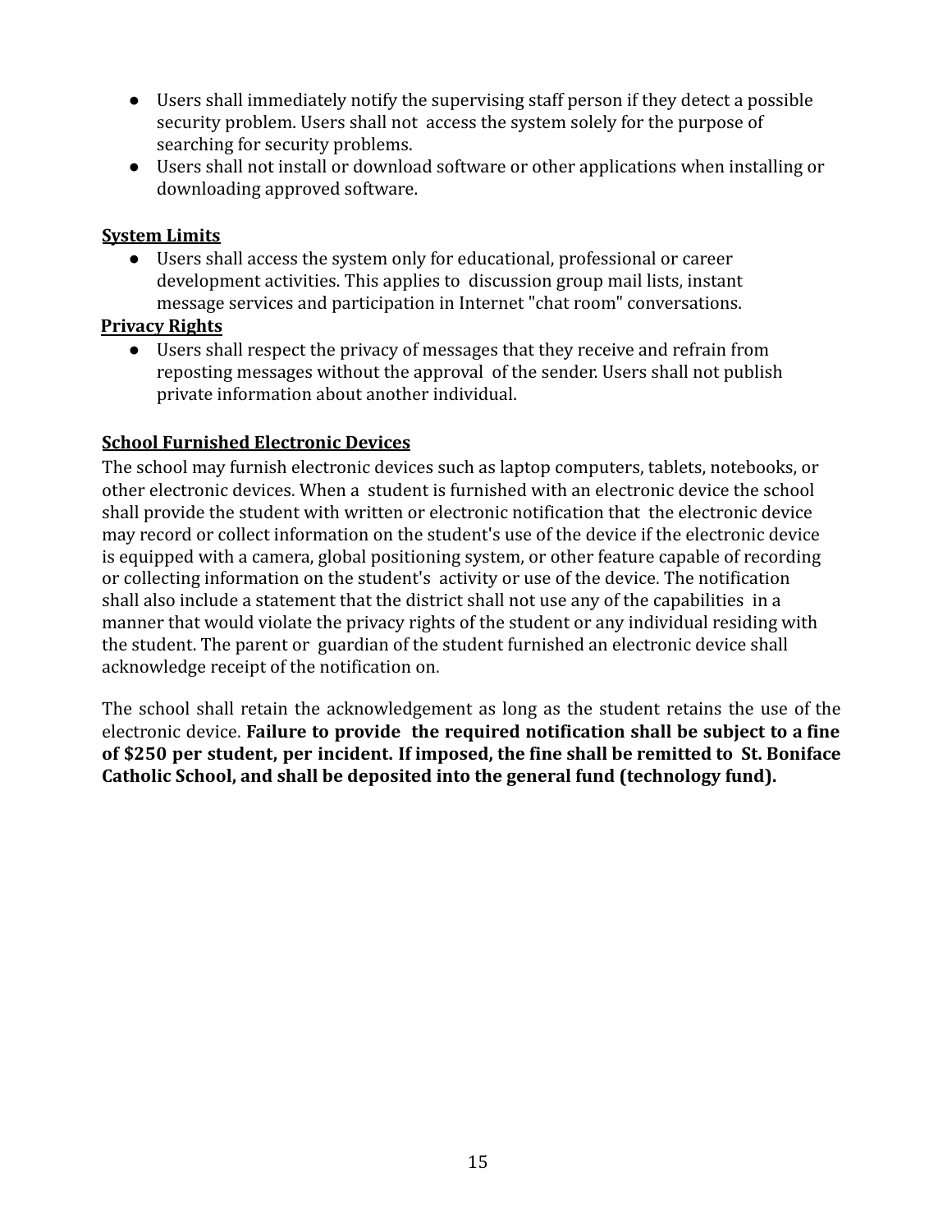- Users shall immediately notify the supervising staff person if they detect a possible security problem. Users shall not access the system solely for the purpose of searching for security problems.
- Users shall not install or download software or other applications when installing or downloading approved software.

**System Limits**

- Users shall access the system only for educational, professional or career development activities. This applies to discussion group mail lists, instant message services and participation in Internet "chat room" conversations.

**Privacy Rights**

- Users shall respect the privacy of messages that they receive and refrain from reposting messages without the approval of the sender. Users shall not publish private information about another individual.

**School Furnished Electronic Devices**

The school may furnish electronic devices such as laptop computers, tablets, notebooks, or other electronic devices. When a student is furnished with an electronic device the school shall provide the student with written or electronic notification that the electronic device may record or collect information on the student's use of the device if the electronic device is equipped with a camera, global positioning system, or other feature capable of recording or collecting information on the student's activity or use of the device. The notification shall also include a statement that the district shall not use any of the capabilities in a manner that would violate the privacy rights of the student or any individual residing with the student. The parent or guardian of the student furnished an electronic device shall acknowledge receipt of the notification on.

The school shall retain the acknowledgement as long as the student retains the use of the electronic device. **Failure to provide the required notification shall be subject to a fine of $250 per student, per incident. If imposed, the fine shall be remitted to St. Boniface Catholic School, and shall be deposited into the general fund (technology fund).**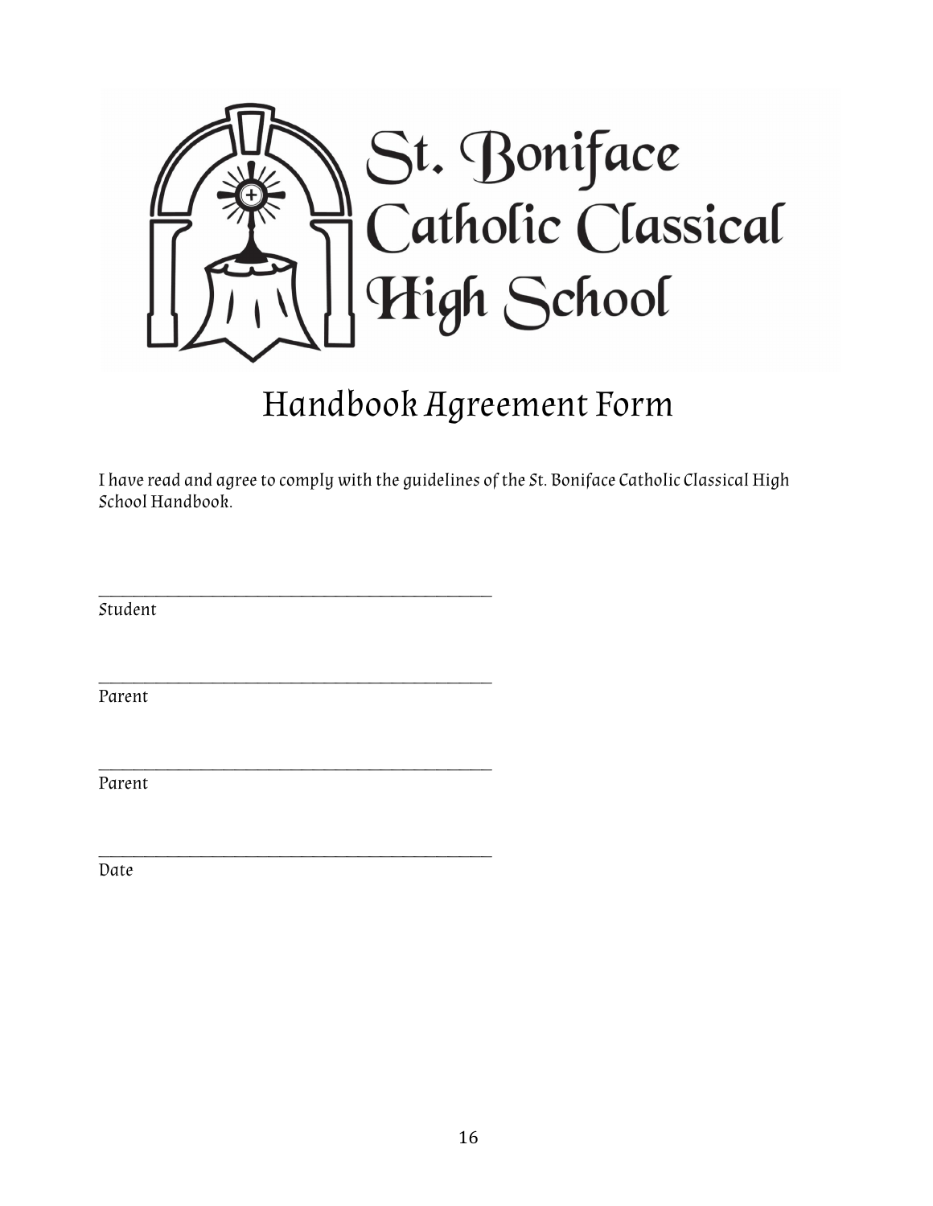St. Boniface Catholic Classical High School

# Handbook Agreement Form

I have read and agree to comply with the guidelines of the St. Boniface Catholic Classical High School Handbook.

\_\_\_\_\_\_\_\_\_\_\_\_\_\_\_\_\_\_\_\_\_\_\_\_\_\_\_\_\_\_\_\_\_\_\_\_\_\_\_\_\_\_\_\_\_\_\_\_

Student

\_\_\_\_\_\_\_\_\_\_\_\_\_\_\_\_\_\_\_\_\_\_\_\_\_\_\_\_\_\_\_\_\_\_\_\_\_\_\_\_\_\_\_\_\_\_\_\_

Parent

\_\_\_\_\_\_\_\_\_\_\_\_\_\_\_\_\_\_\_\_\_\_\_\_\_\_\_\_\_\_\_\_\_\_\_\_\_\_\_\_\_\_\_\_\_\_\_\_

Parent

\_\_\_\_\_\_\_\_\_\_\_\_\_\_\_\_\_\_\_\_\_\_\_\_\_\_\_\_\_\_\_\_\_\_\_\_\_\_\_\_\_\_\_\_\_\_\_\_

Date